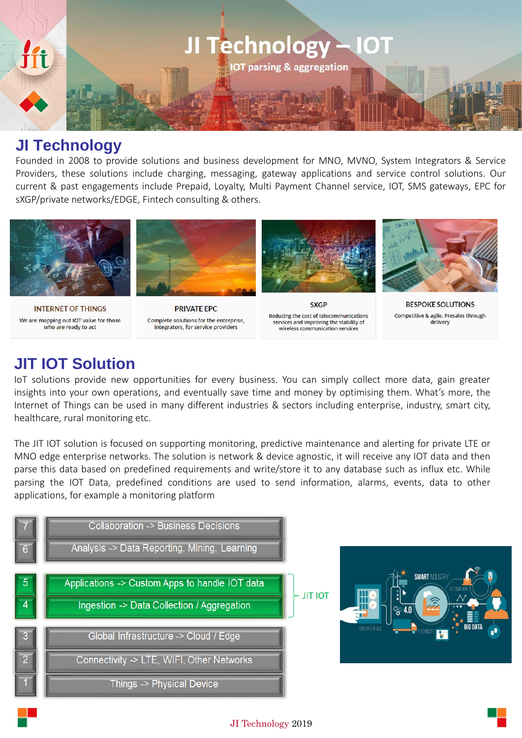# JI Technology – IOT

IOT parsing & aggregation

## JI Technology

Founded in 2008 to provide solutions and business development for MNO, MVNO, System Integrators & Service Providers, these solutions include charging, messaging, gateway applications and service control solutions. Our current & past engagements include Prepaid, Loyalty, Multi Payment Channel service, IOT, SMS gateways, EPC for sXGP/private networks/EDGE, Fintech consulting & others.

**INTERNET OF THINGS**

We are mapping out IOT value for those who are ready to act

**PRIVATE EPC**

Complete solutions for the enterprise, integrators, for service providers

**SXGP**

Reducing the cost of telecommunications services and improving the stability of wireless communication services

**BESPOKE SOLUTIONS**

Competitive & agile. Presales through delivery

## JIT IOT Solution

IoT solutions provide new opportunities for every business. You can simply collect more data, gain greater insights into your own operations, and eventually save time and money by optimising them. What's more, the Internet of Things can be used in many different industries & sectors including enterprise, industry, smart city, healthcare, rural monitoring etc.

The JIT IOT solution is focused on supporting monitoring, predictive maintenance and alerting for private LTE or MNO edge enterprise networks. The solution is network & device agnostic, it will receive any IOT data and then parse this data based on predefined requirements and write/store it to any database such as influx etc. While parsing the IOT Data, predefined conditions are used to send information, alarms, events, data to other applications, for example a monitoring platform

| Layer | Description |
| --- | --- |
| 7 | Collaboration -> Business Decisions |
| 6 | Analysis -> Data Reporting, Mining, Learning |
| 5 | Applications -> Custom Apps to handle IOT data (JIT IOT) |
| 4 | Ingestion -> Data Collection / Aggregation (JIT IOT) |
| 3 | Global Infrastructure -> Cloud / Edge |
| 2 | Connectivity -> LTE, WIFI, Other Networks |
| 1 | Things -> Physical Device |

JI Technology 2019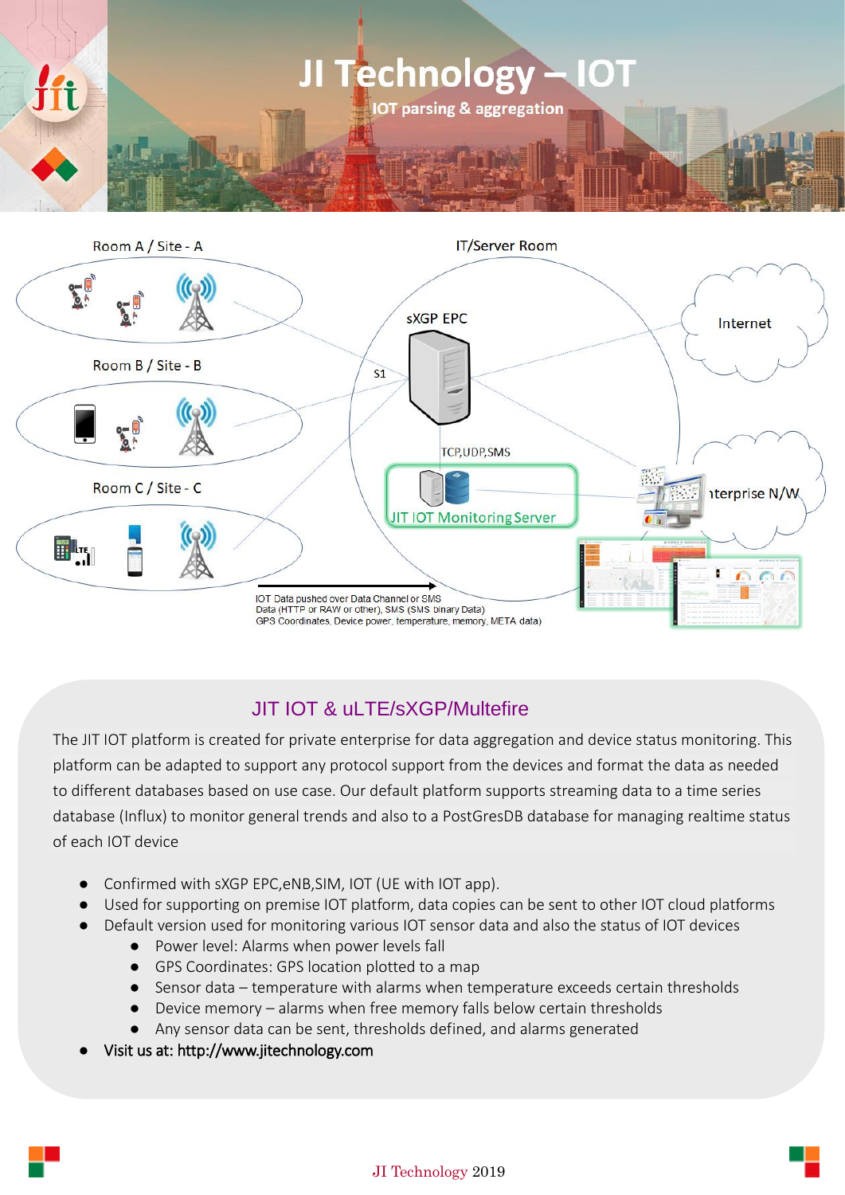# JI Technology – IOT

IOT parsing & aggregation

Room A / Site - A

Room B / Site - B

Room C / Site - C

IT/Server Room

sXGP EPC

S1

TCP,UDP,SMS

JIT IOT Monitoring Server

Internet

nterprise N/W

IOT Data pushed over Data Channel or SMS
Data (HTTP or RAW or other), SMS (SMS binary Data)
GPS Coordinates, Device power, temperature, memory, META data)

## JIT IOT & uLTE/sXGP/Multefire

The JIT IOT platform is created for private enterprise for data aggregation and device status monitoring. This platform can be adapted to support any protocol support from the devices and format the data as needed to different databases based on use case. Our default platform supports streaming data to a time series database (Influx) to monitor general trends and also to a PostGresDB database for managing realtime status of each IOT device

- Confirmed with sXGP EPC,eNB,SIM, IOT (UE with IOT app).
- Used for supporting on premise IOT platform, data copies can be sent to other IOT cloud platforms
- Default version used for monitoring various IOT sensor data and also the status of IOT devices
  - Power level: Alarms when power levels fall
  - GPS Coordinates: GPS location plotted to a map
  - Sensor data – temperature with alarms when temperature exceeds certain thresholds
  - Device memory – alarms when free memory falls below certain thresholds
  - Any sensor data can be sent, thresholds defined, and alarms generated
- Visit us at: http://www.jitechnology.com

JI Technology 2019